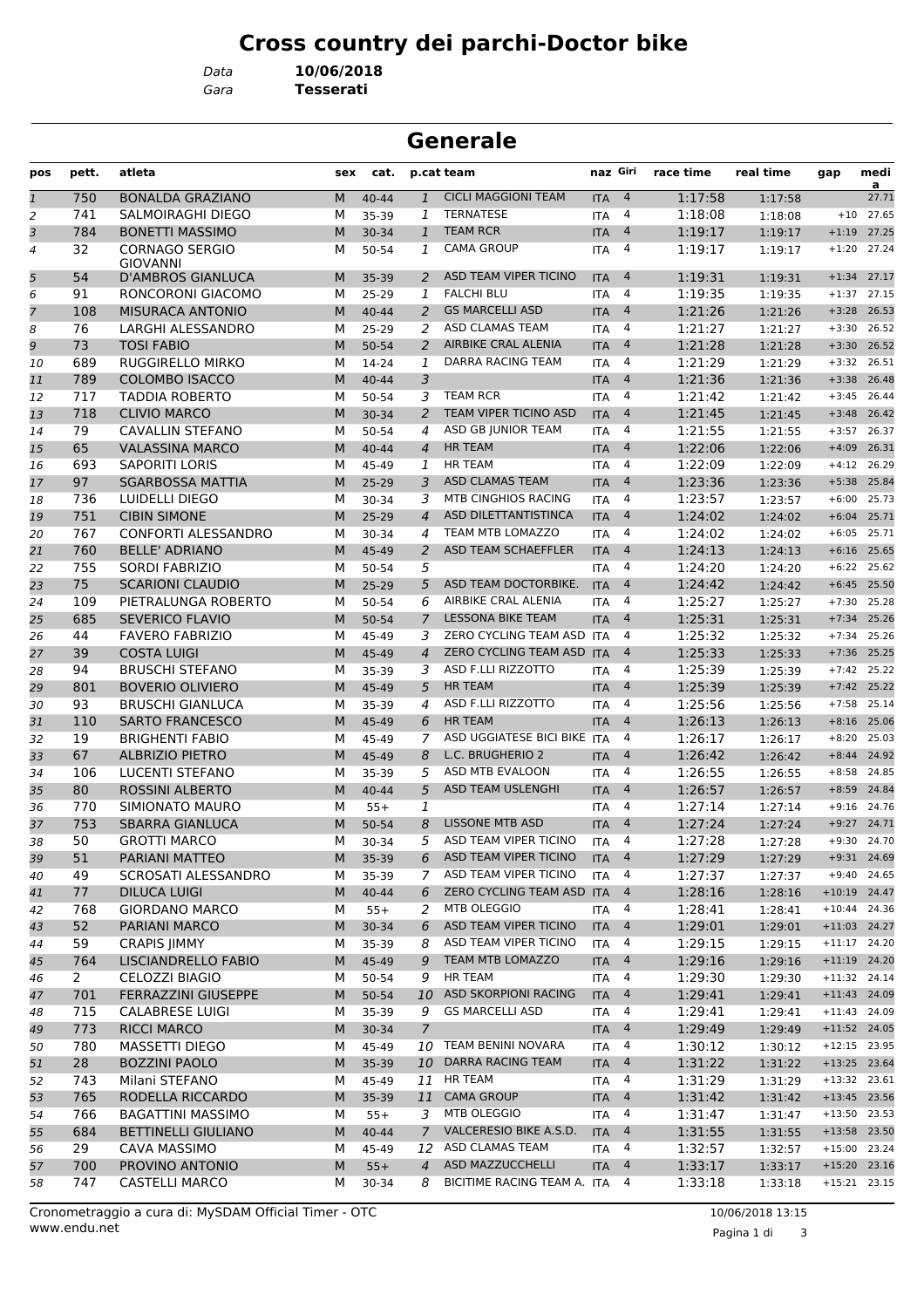# Cross country dei parchi-Doctor bike

*Data* **10/06/2018**
*Gara* **Tesserati**

## Generale

| pos | pett. | atleta | sex | cat. | p.cat | team | naz | Giri | race time | real time | gap | media |
|---|---|---|---|---|---|---|---|---|---|---|---|---|
| 1 | 750 | BONALDA GRAZIANO | M | 40-44 | 1 | CICLI MAGGIONI TEAM | ITA | 4 | 1:17:58 | 1:17:58 | | 27.71 |
| 2 | 741 | SALMOIRAGHI DIEGO | M | 35-39 | 1 | TERNATESE | ITA | 4 | 1:18:08 | 1:18:08 | +10 | 27.65 |
| 3 | 784 | BONETTI MASSIMO | M | 30-34 | 1 | TEAM RCR | ITA | 4 | 1:19:17 | 1:19:17 | +1:19 | 27.25 |
| 4 | 32 | CORNAGO SERGIO GIOVANNI | M | 50-54 | 1 | CAMA GROUP | ITA | 4 | 1:19:17 | 1:19:17 | +1:20 | 27.24 |
| 5 | 54 | D'AMBROS GIANLUCA | M | 35-39 | 2 | ASD TEAM VIPER TICINO | ITA | 4 | 1:19:31 | 1:19:31 | +1:34 | 27.17 |
| 6 | 91 | RONCORONI GIACOMO | M | 25-29 | 1 | FALCHI BLU | ITA | 4 | 1:19:35 | 1:19:35 | +1:37 | 27.15 |
| 7 | 108 | MISURACA ANTONIO | M | 40-44 | 2 | GS MARCELLI ASD | ITA | 4 | 1:21:26 | 1:21:26 | +3:28 | 26.53 |
| 8 | 76 | LARGHI ALESSANDRO | M | 25-29 | 2 | ASD CLAMAS TEAM | ITA | 4 | 1:21:27 | 1:21:27 | +3:30 | 26.52 |
| 9 | 73 | TOSI FABIO | M | 50-54 | 2 | AIRBIKE CRAL ALENIA | ITA | 4 | 1:21:28 | 1:21:28 | +3:30 | 26.52 |
| 10 | 689 | RUGGIRELLO MIRKO | M | 14-24 | 1 | DARRA RACING TEAM | ITA | 4 | 1:21:29 | 1:21:29 | +3:32 | 26.51 |
| 11 | 789 | COLOMBO ISACCO | M | 40-44 | 3 | | ITA | 4 | 1:21:36 | 1:21:36 | +3:38 | 26.48 |
| 12 | 717 | TADDIA ROBERTO | M | 50-54 | 3 | TEAM RCR | ITA | 4 | 1:21:42 | 1:21:42 | +3:45 | 26.44 |
| 13 | 718 | CLIVIO MARCO | M | 30-34 | 2 | TEAM VIPER TICINO ASD | ITA | 4 | 1:21:45 | 1:21:45 | +3:48 | 26.42 |
| 14 | 79 | CAVALLIN STEFANO | M | 50-54 | 4 | ASD GB JUNIOR TEAM | ITA | 4 | 1:21:55 | 1:21:55 | +3:57 | 26.37 |
| 15 | 65 | VALASSINA MARCO | M | 40-44 | 4 | HR TEAM | ITA | 4 | 1:22:06 | 1:22:06 | +4:09 | 26.31 |
| 16 | 693 | SAPORITI LORIS | M | 45-49 | 1 | HR TEAM | ITA | 4 | 1:22:09 | 1:22:09 | +4:12 | 26.29 |
| 17 | 97 | SGARBOSSA MATTIA | M | 25-29 | 3 | ASD CLAMAS TEAM | ITA | 4 | 1:23:36 | 1:23:36 | +5:38 | 25.84 |
| 18 | 736 | LUIDELLI DIEGO | M | 30-34 | 3 | MTB CINGHIOS RACING | ITA | 4 | 1:23:57 | 1:23:57 | +6:00 | 25.73 |
| 19 | 751 | CIBIN SIMONE | M | 25-29 | 4 | ASD DILETTANTISTINCA | ITA | 4 | 1:24:02 | 1:24:02 | +6:04 | 25.71 |
| 20 | 767 | CONFORTI ALESSANDRO | M | 30-34 | 4 | TEAM MTB LOMAZZO | ITA | 4 | 1:24:02 | 1:24:02 | +6:05 | 25.71 |
| 21 | 760 | BELLE' ADRIANO | M | 45-49 | 2 | ASD TEAM SCHAEFFLER | ITA | 4 | 1:24:13 | 1:24:13 | +6:16 | 25.65 |
| 22 | 755 | SORDI FABRIZIO | M | 50-54 | 5 | | ITA | 4 | 1:24:20 | 1:24:20 | +6:22 | 25.62 |
| 23 | 75 | SCARIONI CLAUDIO | M | 25-29 | 5 | ASD TEAM DOCTORBIKE. | ITA | 4 | 1:24:42 | 1:24:42 | +6:45 | 25.50 |
| 24 | 109 | PIETRALUNGA ROBERTO | M | 50-54 | 6 | AIRBIKE CRAL ALENIA | ITA | 4 | 1:25:27 | 1:25:27 | +7:30 | 25.28 |
| 25 | 685 | SEVERICO FLAVIO | M | 50-54 | 7 | LESSONA BIKE TEAM | ITA | 4 | 1:25:31 | 1:25:31 | +7:34 | 25.26 |
| 26 | 44 | FAVERO FABRIZIO | M | 45-49 | 3 | ZERO CYCLING TEAM ASD | ITA | 4 | 1:25:32 | 1:25:32 | +7:34 | 25.26 |
| 27 | 39 | COSTA LUIGI | M | 45-49 | 4 | ZERO CYCLING TEAM ASD | ITA | 4 | 1:25:33 | 1:25:33 | +7:36 | 25.25 |
| 28 | 94 | BRUSCHI STEFANO | M | 35-39 | 3 | ASD F.LLI RIZZOTTO | ITA | 4 | 1:25:39 | 1:25:39 | +7:42 | 25.22 |
| 29 | 801 | BOVERIO OLIVIERO | M | 45-49 | 5 | HR TEAM | ITA | 4 | 1:25:39 | 1:25:39 | +7:42 | 25.22 |
| 30 | 93 | BRUSCHI GIANLUCA | M | 35-39 | 4 | ASD F.LLI RIZZOTTO | ITA | 4 | 1:25:56 | 1:25:56 | +7:58 | 25.14 |
| 31 | 110 | SARTO FRANCESCO | M | 45-49 | 6 | HR TEAM | ITA | 4 | 1:26:13 | 1:26:13 | +8:16 | 25.06 |
| 32 | 19 | BRIGHENTI FABIO | M | 45-49 | 7 | ASD UGGIATESE BICI BIKE | ITA | 4 | 1:26:17 | 1:26:17 | +8:20 | 25.03 |
| 33 | 67 | ALBRIZIO PIETRO | M | 45-49 | 8 | L.C. BRUGHERIO 2 | ITA | 4 | 1:26:42 | 1:26:42 | +8:44 | 24.92 |
| 34 | 106 | LUCENTI STEFANO | M | 35-39 | 5 | ASD MTB EVALOON | ITA | 4 | 1:26:55 | 1:26:55 | +8:58 | 24.85 |
| 35 | 80 | ROSSINI ALBERTO | M | 40-44 | 5 | ASD TEAM USLENGHI | ITA | 4 | 1:26:57 | 1:26:57 | +8:59 | 24.84 |
| 36 | 770 | SIMIONATO MAURO | M | 55+ | 1 | | ITA | 4 | 1:27:14 | 1:27:14 | +9:16 | 24.76 |
| 37 | 753 | SBARRA GIANLUCA | M | 50-54 | 8 | LISSONE MTB ASD | ITA | 4 | 1:27:24 | 1:27:24 | +9:27 | 24.71 |
| 38 | 50 | GROTTI MARCO | M | 30-34 | 5 | ASD TEAM VIPER TICINO | ITA | 4 | 1:27:28 | 1:27:28 | +9:30 | 24.70 |
| 39 | 51 | PARIANI MATTEO | M | 35-39 | 6 | ASD TEAM VIPER TICINO | ITA | 4 | 1:27:29 | 1:27:29 | +9:31 | 24.69 |
| 40 | 49 | SCROSATI ALESSANDRO | M | 35-39 | 7 | ASD TEAM VIPER TICINO | ITA | 4 | 1:27:37 | 1:27:37 | +9:40 | 24.65 |
| 41 | 77 | DILUCA LUIGI | M | 40-44 | 6 | ZERO CYCLING TEAM ASD | ITA | 4 | 1:28:16 | 1:28:16 | +10:19 | 24.47 |
| 42 | 768 | GIORDANO MARCO | M | 55+ | 2 | MTB OLEGGIO | ITA | 4 | 1:28:41 | 1:28:41 | +10:44 | 24.36 |
| 43 | 52 | PARIANI MARCO | M | 30-34 | 6 | ASD TEAM VIPER TICINO | ITA | 4 | 1:29:01 | 1:29:01 | +11:03 | 24.27 |
| 44 | 59 | CRAPIS JIMMY | M | 35-39 | 8 | ASD TEAM VIPER TICINO | ITA | 4 | 1:29:15 | 1:29:15 | +11:17 | 24.20 |
| 45 | 764 | LISCIANDRELLO FABIO | M | 45-49 | 9 | TEAM MTB LOMAZZO | ITA | 4 | 1:29:16 | 1:29:16 | +11:19 | 24.20 |
| 46 | 2 | CELOZZI BIAGIO | M | 50-54 | 9 | HR TEAM | ITA | 4 | 1:29:30 | 1:29:30 | +11:32 | 24.14 |
| 47 | 701 | FERRAZZINI GIUSEPPE | M | 50-54 | 10 | ASD SKORPIONI RACING | ITA | 4 | 1:29:41 | 1:29:41 | +11:43 | 24.09 |
| 48 | 715 | CALABRESE LUIGI | M | 35-39 | 9 | GS MARCELLI ASD | ITA | 4 | 1:29:41 | 1:29:41 | +11:43 | 24.09 |
| 49 | 773 | RICCI MARCO | M | 30-34 | 7 | | ITA | 4 | 1:29:49 | 1:29:49 | +11:52 | 24.05 |
| 50 | 780 | MASSETTI DIEGO | M | 45-49 | 10 | TEAM BENINI NOVARA | ITA | 4 | 1:30:12 | 1:30:12 | +12:15 | 23.95 |
| 51 | 28 | BOZZINI PAOLO | M | 35-39 | 10 | DARRA RACING TEAM | ITA | 4 | 1:31:22 | 1:31:22 | +13:25 | 23.64 |
| 52 | 743 | Milani STEFANO | M | 45-49 | 11 | HR TEAM | ITA | 4 | 1:31:29 | 1:31:29 | +13:32 | 23.61 |
| 53 | 765 | RODELLA RICCARDO | M | 35-39 | 11 | CAMA GROUP | ITA | 4 | 1:31:42 | 1:31:42 | +13:45 | 23.56 |
| 54 | 766 | BAGATTINI MASSIMO | M | 55+ | 3 | MTB OLEGGIO | ITA | 4 | 1:31:47 | 1:31:47 | +13:50 | 23.53 |
| 55 | 684 | BETTINELLI GIULIANO | M | 40-44 | 7 | VALCERESIO BIKE A.S.D. | ITA | 4 | 1:31:55 | 1:31:55 | +13:58 | 23.50 |
| 56 | 29 | CAVA MASSIMO | M | 45-49 | 12 | ASD CLAMAS TEAM | ITA | 4 | 1:32:57 | 1:32:57 | +15:00 | 23.24 |
| 57 | 700 | PROVINO ANTONIO | M | 55+ | 4 | ASD MAZZUCCHELLI | ITA | 4 | 1:33:17 | 1:33:17 | +15:20 | 23.16 |
| 58 | 747 | CASTELLI MARCO | M | 30-34 | 8 | BICITIME RACING TEAM A. | ITA | 4 | 1:33:18 | 1:33:18 | +15:21 | 23.15 |

Cronometraggio a cura di: MySDAM Official Timer - OTC
www.endu.net

10/06/2018 13:15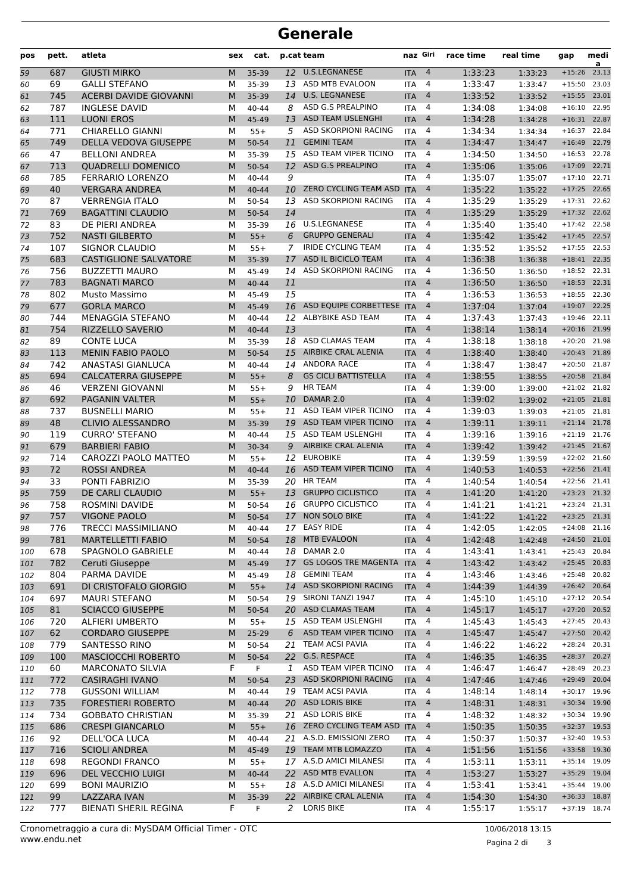# Generale

| pos | pett. | atleta | sex | cat. | p.cat | team | naz | Giri | race time | real time | gap | media |
|---|---|---|---|---|---|---|---|---|---|---|---|---|
| 59 | 687 | GIUSTI MIRKO | M | 35-39 | 12 | U.S.LEGNANESE | ITA | 4 | 1:33:23 | 1:33:23 | +15:26 | 23.13 |
| 60 | 69 | GALLI STEFANO | M | 35-39 | 13 | ASD MTB EVALOON | ITA | 4 | 1:33:47 | 1:33:47 | +15:50 | 23.03 |
| 61 | 745 | ACERBI DAVIDE GIOVANNI | M | 35-39 | 14 | U.S. LEGNANESE | ITA | 4 | 1:33:52 | 1:33:52 | +15:55 | 23.01 |
| 62 | 787 | INGLESE DAVID | M | 40-44 | 8 | ASD G.S PREALPINO | ITA | 4 | 1:34:08 | 1:34:08 | +16:10 | 22.95 |
| 63 | 111 | LUONI EROS | M | 45-49 | 13 | ASD TEAM USLENGHI | ITA | 4 | 1:34:28 | 1:34:28 | +16:31 | 22.87 |
| 64 | 771 | CHIARELLO GIANNI | M | 55+ | 5 | ASD SKORPIONI RACING | ITA | 4 | 1:34:34 | 1:34:34 | +16:37 | 22.84 |
| 65 | 749 | DELLA VEDOVA GIUSEPPE | M | 50-54 | 11 | GEMINI TEAM | ITA | 4 | 1:34:47 | 1:34:47 | +16:49 | 22.79 |
| 66 | 47 | BELLONI ANDREA | M | 35-39 | 15 | ASD TEAM VIPER TICINO | ITA | 4 | 1:34:50 | 1:34:50 | +16:53 | 22.78 |
| 67 | 713 | QUADRELLI DOMENICO | M | 50-54 | 12 | ASD G.S PREALPINO | ITA | 4 | 1:35:06 | 1:35:06 | +17:09 | 22.71 |
| 68 | 785 | FERRARIO LORENZO | M | 40-44 | 9 | | ITA | 4 | 1:35:07 | 1:35:07 | +17:10 | 22.71 |
| 69 | 40 | VERGARA ANDREA | M | 40-44 | 10 | ZERO CYCLING TEAM ASD | ITA | 4 | 1:35:22 | 1:35:22 | +17:25 | 22.65 |
| 70 | 87 | VERRENGIA ITALO | M | 50-54 | 13 | ASD SKORPIONI RACING | ITA | 4 | 1:35:29 | 1:35:29 | +17:31 | 22.62 |
| 71 | 769 | BAGATTINI CLAUDIO | M | 50-54 | 14 | | ITA | 4 | 1:35:29 | 1:35:29 | +17:32 | 22.62 |
| 72 | 83 | DE PIERI ANDREA | M | 35-39 | 16 | U.S.LEGNANESE | ITA | 4 | 1:35:40 | 1:35:40 | +17:42 | 22.58 |
| 73 | 752 | NASTI GILBERTO | M | 55+ | 6 | GRUPPO GENERALI | ITA | 4 | 1:35:42 | 1:35:42 | +17:45 | 22.57 |
| 74 | 107 | SIGNOR CLAUDIO | M | 55+ | 7 | IRIDE CYCLING TEAM | ITA | 4 | 1:35:52 | 1:35:52 | +17:55 | 22.53 |
| 75 | 683 | CASTIGLIONE SALVATORE | M | 35-39 | 17 | ASD IL BICICLO TEAM | ITA | 4 | 1:36:38 | 1:36:38 | +18:41 | 22.35 |
| 76 | 756 | BUZZETTI MAURO | M | 45-49 | 14 | ASD SKORPIONI RACING | ITA | 4 | 1:36:50 | 1:36:50 | +18:52 | 22.31 |
| 77 | 783 | BAGNATI MARCO | M | 40-44 | 11 | | ITA | 4 | 1:36:50 | 1:36:50 | +18:53 | 22.31 |
| 78 | 802 | Musto Massimo | M | 45-49 | 15 | | ITA | 4 | 1:36:53 | 1:36:53 | +18:55 | 22.30 |
| 79 | 677 | GORLA MARCO | M | 45-49 | 16 | ASD EQUIPE CORBETTESE | ITA | 4 | 1:37:04 | 1:37:04 | +19:07 | 22.25 |
| 80 | 744 | MENAGGIA STEFANO | M | 40-44 | 12 | ALBYBIKE ASD TEAM | ITA | 4 | 1:37:43 | 1:37:43 | +19:46 | 22.11 |
| 81 | 754 | RIZZELLO SAVERIO | M | 40-44 | 13 | | ITA | 4 | 1:38:14 | 1:38:14 | +20:16 | 21.99 |
| 82 | 89 | CONTE LUCA | M | 35-39 | 18 | ASD CLAMAS TEAM | ITA | 4 | 1:38:18 | 1:38:18 | +20:20 | 21.98 |
| 83 | 113 | MENIN FABIO PAOLO | M | 50-54 | 15 | AIRBIKE CRAL ALENIA | ITA | 4 | 1:38:40 | 1:38:40 | +20:43 | 21.89 |
| 84 | 742 | ANASTASI GIANLUCA | M | 40-44 | 14 | ANDORA RACE | ITA | 4 | 1:38:47 | 1:38:47 | +20:50 | 21.87 |
| 85 | 694 | CALCATERRA GIUSEPPE | M | 55+ | 8 | GS CICLI BATTISTELLA | ITA | 4 | 1:38:55 | 1:38:55 | +20:58 | 21.84 |
| 86 | 46 | VERZENI GIOVANNI | M | 55+ | 9 | HR TEAM | ITA | 4 | 1:39:00 | 1:39:00 | +21:02 | 21.82 |
| 87 | 692 | PAGANIN VALTER | M | 55+ | 10 | DAMAR 2.0 | ITA | 4 | 1:39:02 | 1:39:02 | +21:05 | 21.81 |
| 88 | 737 | BUSNELLI MARIO | M | 55+ | 11 | ASD TEAM VIPER TICINO | ITA | 4 | 1:39:03 | 1:39:03 | +21:05 | 21.81 |
| 89 | 48 | CLIVIO ALESSANDRO | M | 35-39 | 19 | ASD TEAM VIPER TICINO | ITA | 4 | 1:39:11 | 1:39:11 | +21:14 | 21.78 |
| 90 | 119 | CURRO' STEFANO | M | 40-44 | 15 | ASD TEAM USLENGHI | ITA | 4 | 1:39:16 | 1:39:16 | +21:19 | 21.76 |
| 91 | 679 | BARBIERI FABIO | M | 30-34 | 9 | AIRBIKE CRAL ALENIA | ITA | 4 | 1:39:42 | 1:39:42 | +21:45 | 21.67 |
| 92 | 714 | CAROZZI PAOLO MATTEO | M | 55+ | 12 | EUROBIKE | ITA | 4 | 1:39:59 | 1:39:59 | +22:02 | 21.60 |
| 93 | 72 | ROSSI ANDREA | M | 40-44 | 16 | ASD TEAM VIPER TICINO | ITA | 4 | 1:40:53 | 1:40:53 | +22:56 | 21.41 |
| 94 | 33 | PONTI FABRIZIO | M | 35-39 | 20 | HR TEAM | ITA | 4 | 1:40:54 | 1:40:54 | +22:56 | 21.41 |
| 95 | 759 | DE CARLI CLAUDIO | M | 55+ | 13 | GRUPPO CICLISTICO | ITA | 4 | 1:41:20 | 1:41:20 | +23:23 | 21.32 |
| 96 | 758 | ROSMINI DAVIDE | M | 50-54 | 16 | GRUPPO CICLISTICO | ITA | 4 | 1:41:21 | 1:41:21 | +23:24 | 21.31 |
| 97 | 757 | VIGONE PAOLO | M | 50-54 | 17 | NON SOLO BIKE | ITA | 4 | 1:41:22 | 1:41:22 | +23:25 | 21.31 |
| 98 | 776 | TRECCI MASSIMILIANO | M | 40-44 | 17 | EASY RIDE | ITA | 4 | 1:42:05 | 1:42:05 | +24:08 | 21.16 |
| 99 | 781 | MARTELLETTI FABIO | M | 50-54 | 18 | MTB EVALOON | ITA | 4 | 1:42:48 | 1:42:48 | +24:50 | 21.01 |
| 100 | 678 | SPAGNOLO GABRIELE | M | 40-44 | 18 | DAMAR 2.0 | ITA | 4 | 1:43:41 | 1:43:41 | +25:43 | 20.84 |
| 101 | 782 | Ceruti Giuseppe | M | 45-49 | 17 | GS LOGOS TRE MAGENTA | ITA | 4 | 1:43:42 | 1:43:42 | +25:45 | 20.83 |
| 102 | 804 | PARMA DAVIDE | M | 45-49 | 18 | GEMINI TEAM | ITA | 4 | 1:43:46 | 1:43:46 | +25:48 | 20.82 |
| 103 | 691 | DI CRISTOFALO GIORGIO | M | 55+ | 14 | ASD SKORPIONI RACING | ITA | 4 | 1:44:39 | 1:44:39 | +26:42 | 20.64 |
| 104 | 697 | MAURI STEFANO | M | 50-54 | 19 | SIRONI TANZI 1947 | ITA | 4 | 1:45:10 | 1:45:10 | +27:12 | 20.54 |
| 105 | 81 | SCIACCO GIUSEPPE | M | 50-54 | 20 | ASD CLAMAS TEAM | ITA | 4 | 1:45:17 | 1:45:17 | +27:20 | 20.52 |
| 106 | 720 | ALFIERI UMBERTO | M | 55+ | 15 | ASD TEAM USLENGHI | ITA | 4 | 1:45:43 | 1:45:43 | +27:45 | 20.43 |
| 107 | 62 | CORDARO GIUSEPPE | M | 25-29 | 6 | ASD TEAM VIPER TICINO | ITA | 4 | 1:45:47 | 1:45:47 | +27:50 | 20.42 |
| 108 | 779 | SANTESSO RINO | M | 50-54 | 21 | TEAM ACSI PAVIA | ITA | 4 | 1:46:22 | 1:46:22 | +28:24 | 20.31 |
| 109 | 100 | MASCIOCCHI ROBERTO | M | 50-54 | 22 | G.S. RESPACE | ITA | 4 | 1:46:35 | 1:46:35 | +28:37 | 20.27 |
| 110 | 60 | MARCONATO SILVIA | F | F | 1 | ASD TEAM VIPER TICINO | ITA | 4 | 1:46:47 | 1:46:47 | +28:49 | 20.23 |
| 111 | 772 | CASIRAGHI IVANO | M | 50-54 | 23 | ASD SKORPIONI RACING | ITA | 4 | 1:47:46 | 1:47:46 | +29:49 | 20.04 |
| 112 | 778 | GUSSONI WILLIAM | M | 40-44 | 19 | TEAM ACSI PAVIA | ITA | 4 | 1:48:14 | 1:48:14 | +30:17 | 19.96 |
| 113 | 735 | FORESTIERI ROBERTO | M | 40-44 | 20 | ASD LORIS BIKE | ITA | 4 | 1:48:31 | 1:48:31 | +30:34 | 19.90 |
| 114 | 734 | GOBBATO CHRISTIAN | M | 35-39 | 21 | ASD LORIS BIKE | ITA | 4 | 1:48:32 | 1:48:32 | +30:34 | 19.90 |
| 115 | 686 | CRESPI GIANCARLO | M | 55+ | 16 | ZERO CYCLING TEAM ASD | ITA | 4 | 1:50:35 | 1:50:35 | +32:37 | 19.53 |
| 116 | 92 | DELL'OCA LUCA | M | 40-44 | 21 | A.S.D. EMISSIONI ZERO | ITA | 4 | 1:50:37 | 1:50:37 | +32:40 | 19.53 |
| 117 | 716 | SCIOLI ANDREA | M | 45-49 | 19 | TEAM MTB LOMAZZO | ITA | 4 | 1:51:56 | 1:51:56 | +33:58 | 19.30 |
| 118 | 698 | REGONDI FRANCO | M | 55+ | 17 | A.S.D AMICI MILANESI | ITA | 4 | 1:53:11 | 1:53:11 | +35:14 | 19.09 |
| 119 | 696 | DEL VECCHIO LUIGI | M | 40-44 | 22 | ASD MTB EVALLON | ITA | 4 | 1:53:27 | 1:53:27 | +35:29 | 19.04 |
| 120 | 699 | BONI MAURIZIO | M | 55+ | 18 | A.S.D AMICI MILANESI | ITA | 4 | 1:53:41 | 1:53:41 | +35:44 | 19.00 |
| 121 | 99 | LAZZARA IVAN | M | 35-39 | 22 | AIRBIKE CRAL ALENIA | ITA | 4 | 1:54:30 | 1:54:30 | +36:33 | 18.87 |
| 122 | 777 | BIENATI SHERIL REGINA | F | F | 2 | LORIS BIKE | ITA | 4 | 1:55:17 | 1:55:17 | +37:19 | 18.74 |

Cronometraggio a cura di: MySDAM Official Timer - OTC
www.endu.net

10/06/2018 13:15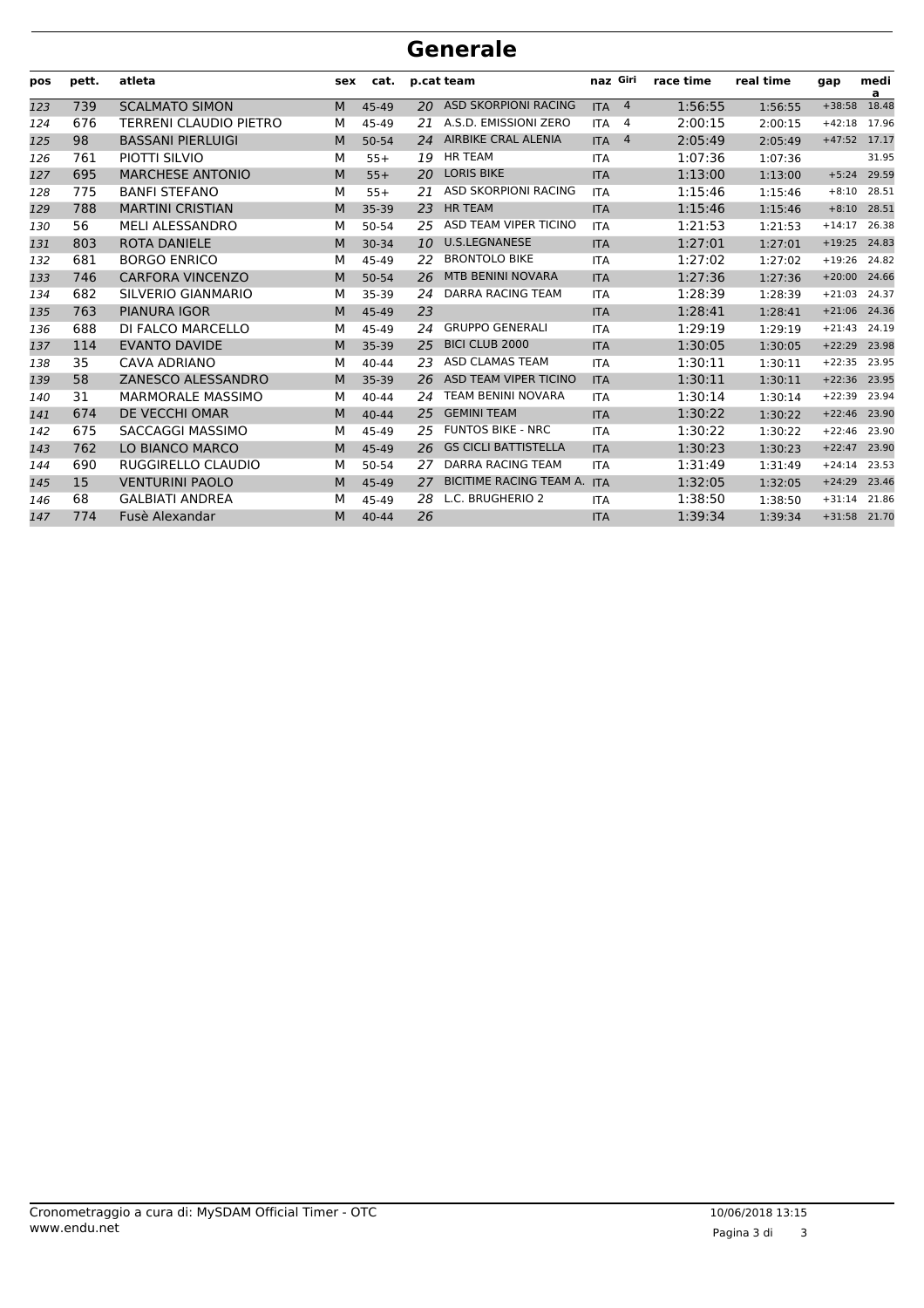# Generale

| pos | pett. | atleta | sex | cat. | p.cat | team | naz | Giri | race time | real time | gap | media |
|---|---|---|---|---|---|---|---|---|---|---|---|---|
| 123 | 739 | SCALMATO SIMON | M | 45-49 | 20 | ASD SKORPIONI RACING | ITA | 4 | 1:56:55 | 1:56:55 | +38:58 | 18.48 |
| 124 | 676 | TERRENI CLAUDIO PIETRO | M | 45-49 | 21 | A.S.D. EMISSIONI ZERO | ITA | 4 | 2:00:15 | 2:00:15 | +42:18 | 17.96 |
| 125 | 98 | BASSANI PIERLUIGI | M | 50-54 | 24 | AIRBIKE CRAL ALENIA | ITA | 4 | 2:05:49 | 2:05:49 | +47:52 | 17.17 |
| 126 | 761 | PIOTTI SILVIO | M | 55+ | 19 | HR TEAM | ITA | | 1:07:36 | 1:07:36 | | 31.95 |
| 127 | 695 | MARCHESE ANTONIO | M | 55+ | 20 | LORIS BIKE | ITA | | 1:13:00 | 1:13:00 | +5:24 | 29.59 |
| 128 | 775 | BANFI STEFANO | M | 55+ | 21 | ASD SKORPIONI RACING | ITA | | 1:15:46 | 1:15:46 | +8:10 | 28.51 |
| 129 | 788 | MARTINI CRISTIAN | M | 35-39 | 23 | HR TEAM | ITA | | 1:15:46 | 1:15:46 | +8:10 | 28.51 |
| 130 | 56 | MELI ALESSANDRO | M | 50-54 | 25 | ASD TEAM VIPER TICINO | ITA | | 1:21:53 | 1:21:53 | +14:17 | 26.38 |
| 131 | 803 | ROTA DANIELE | M | 30-34 | 10 | U.S.LEGNANESE | ITA | | 1:27:01 | 1:27:01 | +19:25 | 24.83 |
| 132 | 681 | BORGO ENRICO | M | 45-49 | 22 | BRONTOLO BIKE | ITA | | 1:27:02 | 1:27:02 | +19:26 | 24.82 |
| 133 | 746 | CARFORA VINCENZO | M | 50-54 | 26 | MTB BENINI NOVARA | ITA | | 1:27:36 | 1:27:36 | +20:00 | 24.66 |
| 134 | 682 | SILVERIO GIANMARIO | M | 35-39 | 24 | DARRA RACING TEAM | ITA | | 1:28:39 | 1:28:39 | +21:03 | 24.37 |
| 135 | 763 | PIANURA IGOR | M | 45-49 | 23 | | ITA | | 1:28:41 | 1:28:41 | +21:06 | 24.36 |
| 136 | 688 | DI FALCO MARCELLO | M | 45-49 | 24 | GRUPPO GENERALI | ITA | | 1:29:19 | 1:29:19 | +21:43 | 24.19 |
| 137 | 114 | EVANTO DAVIDE | M | 35-39 | 25 | BICI CLUB 2000 | ITA | | 1:30:05 | 1:30:05 | +22:29 | 23.98 |
| 138 | 35 | CAVA ADRIANO | M | 40-44 | 23 | ASD CLAMAS TEAM | ITA | | 1:30:11 | 1:30:11 | +22:35 | 23.95 |
| 139 | 58 | ZANESCO ALESSANDRO | M | 35-39 | 26 | ASD TEAM VIPER TICINO | ITA | | 1:30:11 | 1:30:11 | +22:36 | 23.95 |
| 140 | 31 | MARMORALE MASSIMO | M | 40-44 | 24 | TEAM BENINI NOVARA | ITA | | 1:30:14 | 1:30:14 | +22:39 | 23.94 |
| 141 | 674 | DE VECCHI OMAR | M | 40-44 | 25 | GEMINI TEAM | ITA | | 1:30:22 | 1:30:22 | +22:46 | 23.90 |
| 142 | 675 | SACCAGGI MASSIMO | M | 45-49 | 25 | FUNTOS BIKE - NRC | ITA | | 1:30:22 | 1:30:22 | +22:46 | 23.90 |
| 143 | 762 | LO BIANCO MARCO | M | 45-49 | 26 | GS CICLI BATTISTELLA | ITA | | 1:30:23 | 1:30:23 | +22:47 | 23.90 |
| 144 | 690 | RUGGIRELLO CLAUDIO | M | 50-54 | 27 | DARRA RACING TEAM | ITA | | 1:31:49 | 1:31:49 | +24:14 | 23.53 |
| 145 | 15 | VENTURINI PAOLO | M | 45-49 | 27 | BICITIME RACING TEAM A. | ITA | | 1:32:05 | 1:32:05 | +24:29 | 23.46 |
| 146 | 68 | GALBIATI ANDREA | M | 45-49 | 28 | L.C. BRUGHERIO 2 | ITA | | 1:38:50 | 1:38:50 | +31:14 | 21.86 |
| 147 | 774 | Fusè Alexandar | M | 40-44 | 26 | | ITA | | 1:39:34 | 1:39:34 | +31:58 | 21.70 |

Cronometraggio a cura di: MySDAM Official Timer - OTC
www.endu.net

10/06/2018 13:15